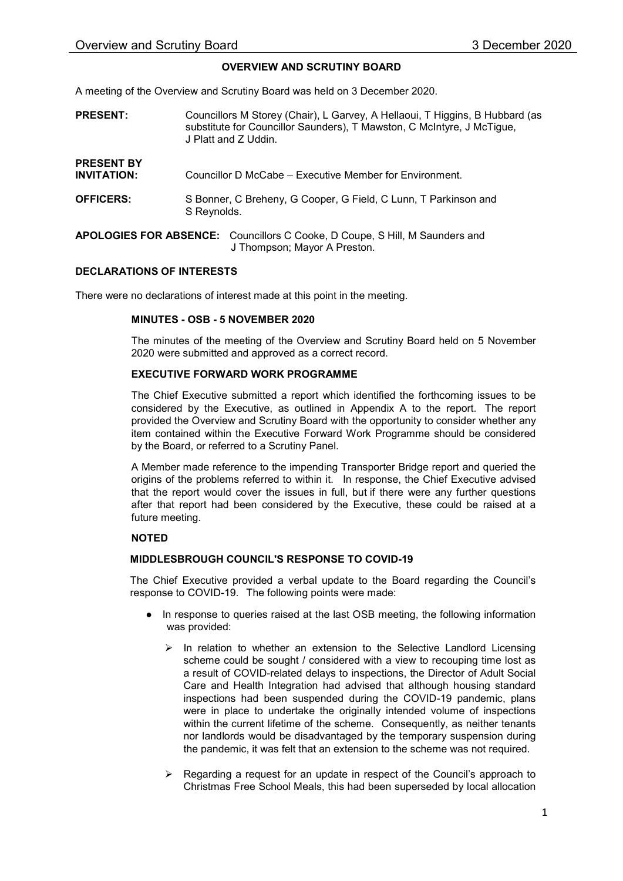# OVERVIEW AND SCRUTINY BOARD

A meeting of the Overview and Scrutiny Board was held on 3 December 2020.

**PRESENT:** Councillors M Storey (Chair), L Garvey, A Hellaoui, T Higgins, B Hubbard (as substitute for Councillor Saunders), T Mawston, C McIntyre, J McTigue, J Platt and Z Uddin.

**PRESENT BY INVITATION:** Councillor D McCabe – Executive Member for Environment.

**OFFICERS:** S Bonner, C Breheny, G Cooper, G Field, C Lunn, T Parkinson and S Reynolds.

**APOLOGIES FOR ABSENCE:** Councillors C Cooke, D Coupe, S Hill, M Saunders and J Thompson; Mayor A Preston.

## DECLARATIONS OF INTERESTS

There were no declarations of interest made at this point in the meeting.

## MINUTES - OSB - 5 NOVEMBER 2020

The minutes of the meeting of the Overview and Scrutiny Board held on 5 November 2020 were submitted and approved as a correct record.

## EXECUTIVE FORWARD WORK PROGRAMME

The Chief Executive submitted a report which identified the forthcoming issues to be considered by the Executive, as outlined in Appendix A to the report. The report provided the Overview and Scrutiny Board with the opportunity to consider whether any item contained within the Executive Forward Work Programme should be considered by the Board, or referred to a Scrutiny Panel.

A Member made reference to the impending Transporter Bridge report and queried the origins of the problems referred to within it. In response, the Chief Executive advised that the report would cover the issues in full, but if there were any further questions after that report had been considered by the Executive, these could be raised at a future meeting.

**NOTED**

## MIDDLESBROUGH COUNCIL'S RESPONSE TO COVID-19

The Chief Executive provided a verbal update to the Board regarding the Council's response to COVID-19. The following points were made:

- In response to queries raised at the last OSB meeting, the following information was provided:
  - In relation to whether an extension to the Selective Landlord Licensing scheme could be sought / considered with a view to recouping time lost as a result of COVID-related delays to inspections, the Director of Adult Social Care and Health Integration had advised that although housing standard inspections had been suspended during the COVID-19 pandemic, plans were in place to undertake the originally intended volume of inspections within the current lifetime of the scheme. Consequently, as neither tenants nor landlords would be disadvantaged by the temporary suspension during the pandemic, it was felt that an extension to the scheme was not required.
  - Regarding a request for an update in respect of the Council's approach to Christmas Free School Meals, this had been superseded by local allocation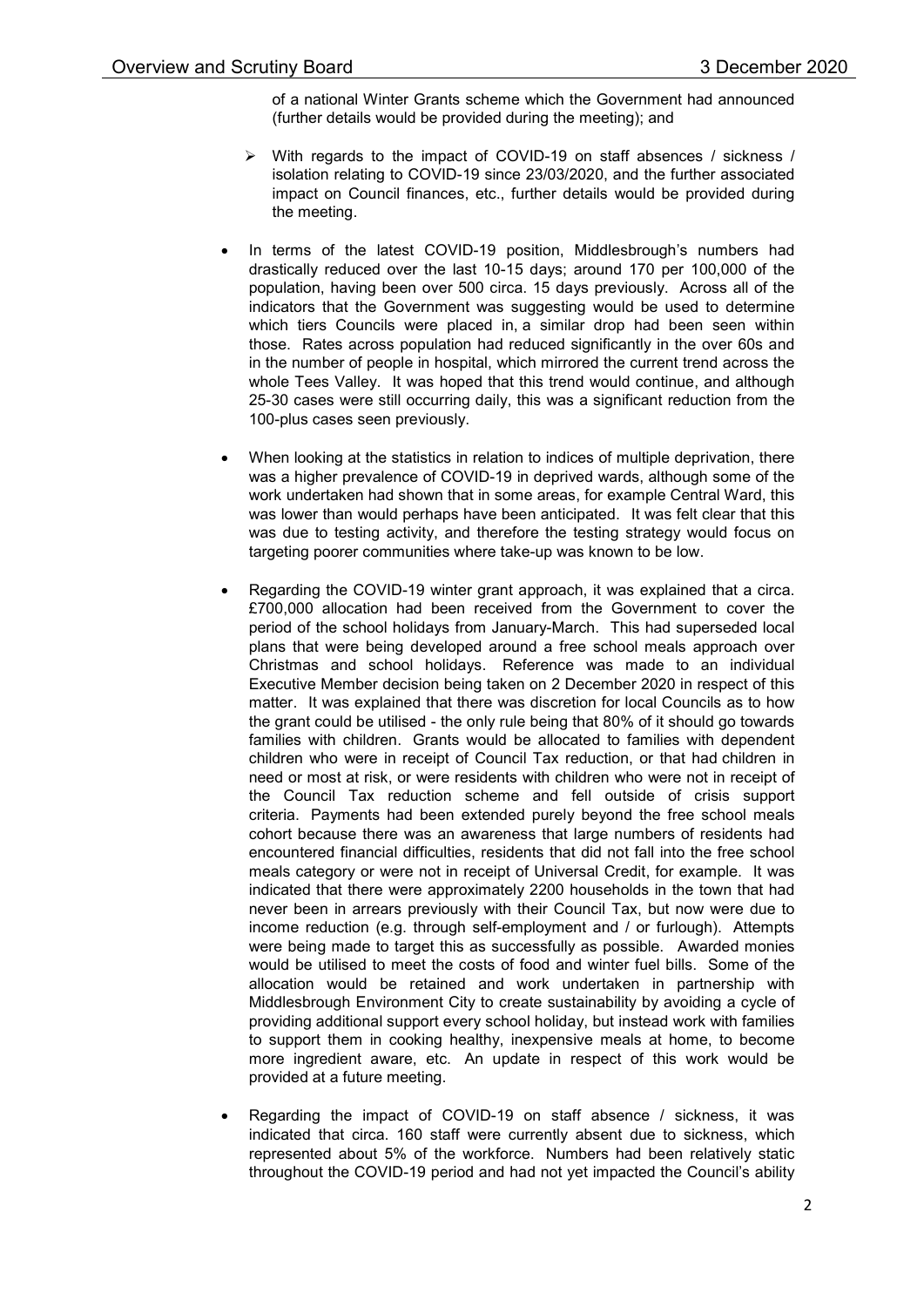of a national Winter Grants scheme which the Government had announced (further details would be provided during the meeting); and

  - With regards to the impact of COVID-19 on staff absences / sickness / isolation relating to COVID-19 since 23/03/2020, and the further associated impact on Council finances, etc., further details would be provided during the meeting.

- In terms of the latest COVID-19 position, Middlesbrough's numbers had drastically reduced over the last 10-15 days; around 170 per 100,000 of the population, having been over 500 circa. 15 days previously. Across all of the indicators that the Government was suggesting would be used to determine which tiers Councils were placed in, a similar drop had been seen within those. Rates across population had reduced significantly in the over 60s and in the number of people in hospital, which mirrored the current trend across the whole Tees Valley. It was hoped that this trend would continue, and although 25-30 cases were still occurring daily, this was a significant reduction from the 100-plus cases seen previously.

- When looking at the statistics in relation to indices of multiple deprivation, there was a higher prevalence of COVID-19 in deprived wards, although some of the work undertaken had shown that in some areas, for example Central Ward, this was lower than would perhaps have been anticipated. It was felt clear that this was due to testing activity, and therefore the testing strategy would focus on targeting poorer communities where take-up was known to be low.

- Regarding the COVID-19 winter grant approach, it was explained that a circa. £700,000 allocation had been received from the Government to cover the period of the school holidays from January-March. This had superseded local plans that were being developed around a free school meals approach over Christmas and school holidays. Reference was made to an individual Executive Member decision being taken on 2 December 2020 in respect of this matter. It was explained that there was discretion for local Councils as to how the grant could be utilised - the only rule being that 80% of it should go towards families with children. Grants would be allocated to families with dependent children who were in receipt of Council Tax reduction, or that had children in need or most at risk, or were residents with children who were not in receipt of the Council Tax reduction scheme and fell outside of crisis support criteria. Payments had been extended purely beyond the free school meals cohort because there was an awareness that large numbers of residents had encountered financial difficulties, residents that did not fall into the free school meals category or were not in receipt of Universal Credit, for example. It was indicated that there were approximately 2200 households in the town that had never been in arrears previously with their Council Tax, but now were due to income reduction (e.g. through self-employment and / or furlough). Attempts were being made to target this as successfully as possible. Awarded monies would be utilised to meet the costs of food and winter fuel bills. Some of the allocation would be retained and work undertaken in partnership with Middlesbrough Environment City to create sustainability by avoiding a cycle of providing additional support every school holiday, but instead work with families to support them in cooking healthy, inexpensive meals at home, to become more ingredient aware, etc. An update in respect of this work would be provided at a future meeting.

- Regarding the impact of COVID-19 on staff absence / sickness, it was indicated that circa. 160 staff were currently absent due to sickness, which represented about 5% of the workforce. Numbers had been relatively static throughout the COVID-19 period and had not yet impacted the Council's ability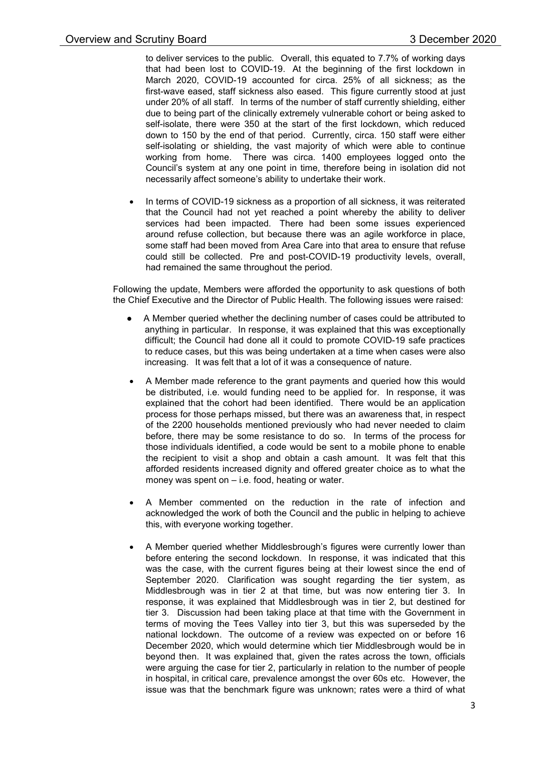to deliver services to the public. Overall, this equated to 7.7% of working days that had been lost to COVID-19. At the beginning of the first lockdown in March 2020, COVID-19 accounted for circa. 25% of all sickness; as the first-wave eased, staff sickness also eased. This figure currently stood at just under 20% of all staff. In terms of the number of staff currently shielding, either due to being part of the clinically extremely vulnerable cohort or being asked to self-isolate, there were 350 at the start of the first lockdown, which reduced down to 150 by the end of that period. Currently, circa. 150 staff were either self-isolating or shielding, the vast majority of which were able to continue working from home. There was circa. 1400 employees logged onto the Council's system at any one point in time, therefore being in isolation did not necessarily affect someone's ability to undertake their work.

- In terms of COVID-19 sickness as a proportion of all sickness, it was reiterated that the Council had not yet reached a point whereby the ability to deliver services had been impacted. There had been some issues experienced around refuse collection, but because there was an agile workforce in place, some staff had been moved from Area Care into that area to ensure that refuse could still be collected. Pre and post-COVID-19 productivity levels, overall, had remained the same throughout the period.

Following the update, Members were afforded the opportunity to ask questions of both the Chief Executive and the Director of Public Health. The following issues were raised:

- A Member queried whether the declining number of cases could be attributed to anything in particular. In response, it was explained that this was exceptionally difficult; the Council had done all it could to promote COVID-19 safe practices to reduce cases, but this was being undertaken at a time when cases were also increasing. It was felt that a lot of it was a consequence of nature.
- A Member made reference to the grant payments and queried how this would be distributed, i.e. would funding need to be applied for. In response, it was explained that the cohort had been identified. There would be an application process for those perhaps missed, but there was an awareness that, in respect of the 2200 households mentioned previously who had never needed to claim before, there may be some resistance to do so. In terms of the process for those individuals identified, a code would be sent to a mobile phone to enable the recipient to visit a shop and obtain a cash amount. It was felt that this afforded residents increased dignity and offered greater choice as to what the money was spent on – i.e. food, heating or water.
- A Member commented on the reduction in the rate of infection and acknowledged the work of both the Council and the public in helping to achieve this, with everyone working together.
- A Member queried whether Middlesbrough's figures were currently lower than before entering the second lockdown. In response, it was indicated that this was the case, with the current figures being at their lowest since the end of September 2020. Clarification was sought regarding the tier system, as Middlesbrough was in tier 2 at that time, but was now entering tier 3. In response, it was explained that Middlesbrough was in tier 2, but destined for tier 3. Discussion had been taking place at that time with the Government in terms of moving the Tees Valley into tier 3, but this was superseded by the national lockdown. The outcome of a review was expected on or before 16 December 2020, which would determine which tier Middlesbrough would be in beyond then. It was explained that, given the rates across the town, officials were arguing the case for tier 2, particularly in relation to the number of people in hospital, in critical care, prevalence amongst the over 60s etc. However, the issue was that the benchmark figure was unknown; rates were a third of what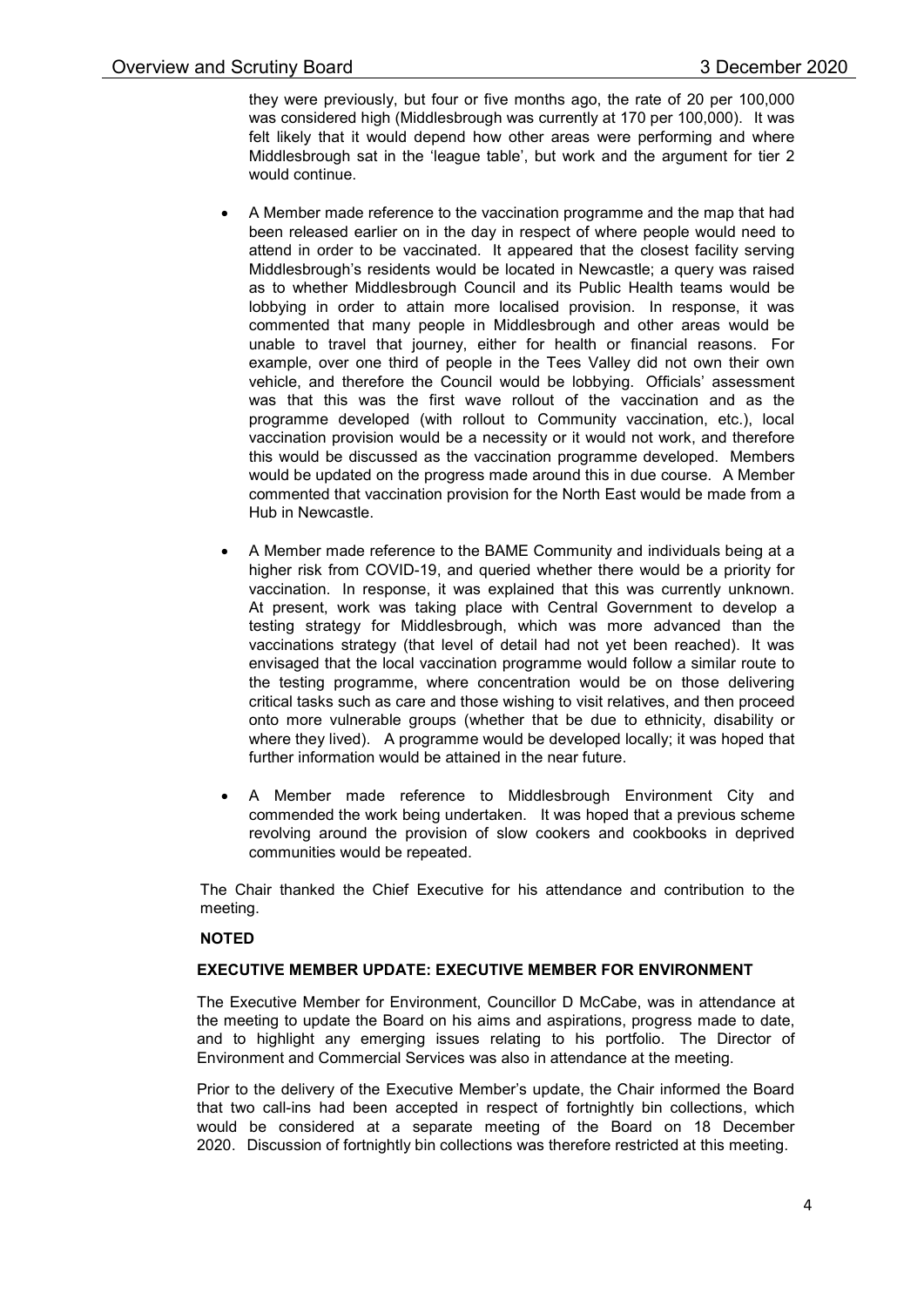they were previously, but four or five months ago, the rate of 20 per 100,000 was considered high (Middlesbrough was currently at 170 per 100,000). It was felt likely that it would depend how other areas were performing and where Middlesbrough sat in the 'league table', but work and the argument for tier 2 would continue.

- A Member made reference to the vaccination programme and the map that had been released earlier on in the day in respect of where people would need to attend in order to be vaccinated. It appeared that the closest facility serving Middlesbrough's residents would be located in Newcastle; a query was raised as to whether Middlesbrough Council and its Public Health teams would be lobbying in order to attain more localised provision. In response, it was commented that many people in Middlesbrough and other areas would be unable to travel that journey, either for health or financial reasons. For example, over one third of people in the Tees Valley did not own their own vehicle, and therefore the Council would be lobbying. Officials' assessment was that this was the first wave rollout of the vaccination and as the programme developed (with rollout to Community vaccination, etc.), local vaccination provision would be a necessity or it would not work, and therefore this would be discussed as the vaccination programme developed. Members would be updated on the progress made around this in due course. A Member commented that vaccination provision for the North East would be made from a Hub in Newcastle.

- A Member made reference to the BAME Community and individuals being at a higher risk from COVID-19, and queried whether there would be a priority for vaccination. In response, it was explained that this was currently unknown. At present, work was taking place with Central Government to develop a testing strategy for Middlesbrough, which was more advanced than the vaccinations strategy (that level of detail had not yet been reached). It was envisaged that the local vaccination programme would follow a similar route to the testing programme, where concentration would be on those delivering critical tasks such as care and those wishing to visit relatives, and then proceed onto more vulnerable groups (whether that be due to ethnicity, disability or where they lived). A programme would be developed locally; it was hoped that further information would be attained in the near future.

- A Member made reference to Middlesbrough Environment City and commended the work being undertaken. It was hoped that a previous scheme revolving around the provision of slow cookers and cookbooks in deprived communities would be repeated.

The Chair thanked the Chief Executive for his attendance and contribution to the meeting.

**NOTED**

**EXECUTIVE MEMBER UPDATE: EXECUTIVE MEMBER FOR ENVIRONMENT**

The Executive Member for Environment, Councillor D McCabe, was in attendance at the meeting to update the Board on his aims and aspirations, progress made to date, and to highlight any emerging issues relating to his portfolio. The Director of Environment and Commercial Services was also in attendance at the meeting.

Prior to the delivery of the Executive Member's update, the Chair informed the Board that two call-ins had been accepted in respect of fortnightly bin collections, which would be considered at a separate meeting of the Board on 18 December 2020. Discussion of fortnightly bin collections was therefore restricted at this meeting.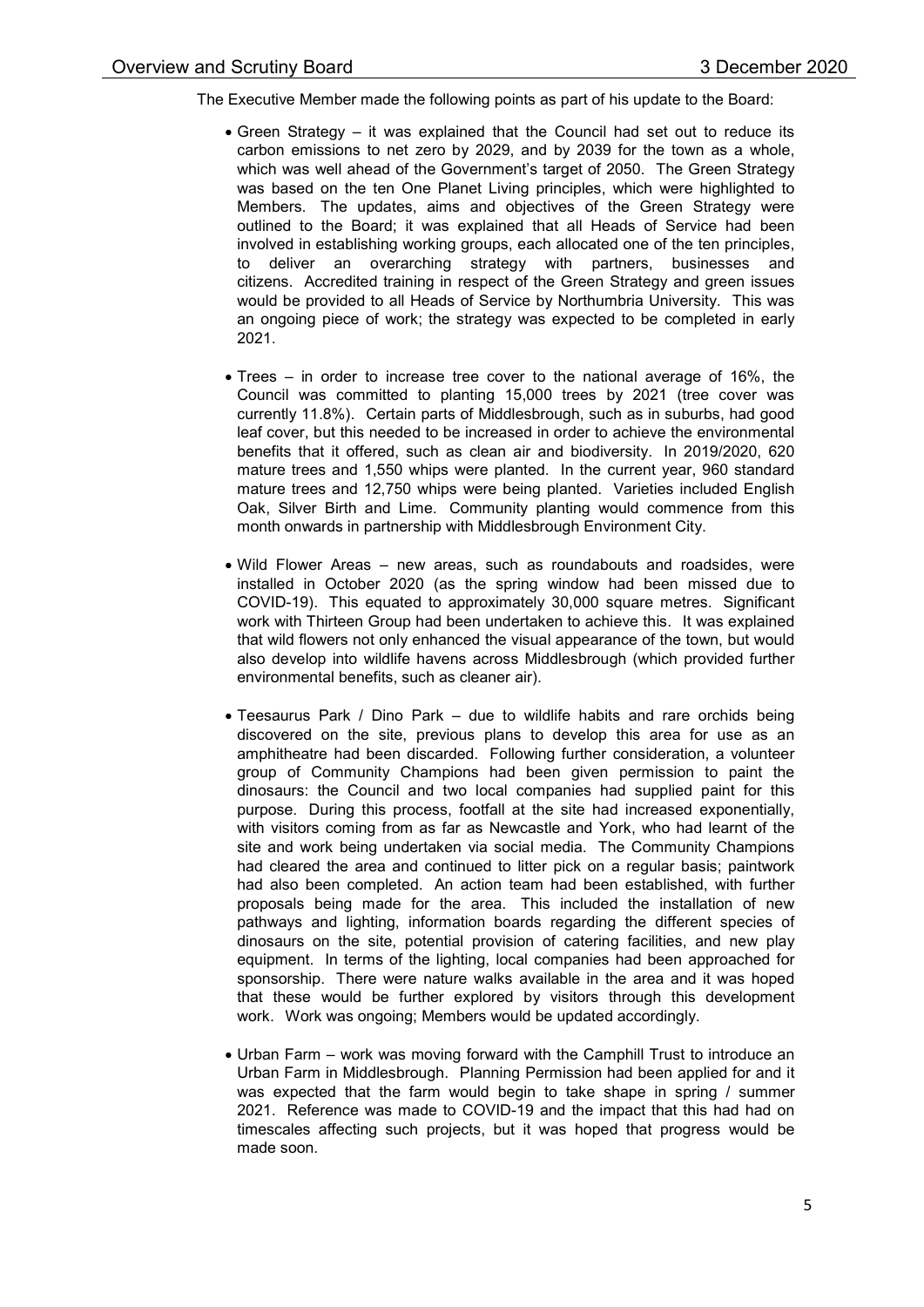The Executive Member made the following points as part of his update to the Board:

- Green Strategy – it was explained that the Council had set out to reduce its carbon emissions to net zero by 2029, and by 2039 for the town as a whole, which was well ahead of the Government's target of 2050. The Green Strategy was based on the ten One Planet Living principles, which were highlighted to Members. The updates, aims and objectives of the Green Strategy were outlined to the Board; it was explained that all Heads of Service had been involved in establishing working groups, each allocated one of the ten principles, to deliver an overarching strategy with partners, businesses and citizens. Accredited training in respect of the Green Strategy and green issues would be provided to all Heads of Service by Northumbria University. This was an ongoing piece of work; the strategy was expected to be completed in early 2021.

- Trees – in order to increase tree cover to the national average of 16%, the Council was committed to planting 15,000 trees by 2021 (tree cover was currently 11.8%). Certain parts of Middlesbrough, such as in suburbs, had good leaf cover, but this needed to be increased in order to achieve the environmental benefits that it offered, such as clean air and biodiversity. In 2019/2020, 620 mature trees and 1,550 whips were planted. In the current year, 960 standard mature trees and 12,750 whips were being planted. Varieties included English Oak, Silver Birth and Lime. Community planting would commence from this month onwards in partnership with Middlesbrough Environment City.

- Wild Flower Areas – new areas, such as roundabouts and roadsides, were installed in October 2020 (as the spring window had been missed due to COVID-19). This equated to approximately 30,000 square metres. Significant work with Thirteen Group had been undertaken to achieve this. It was explained that wild flowers not only enhanced the visual appearance of the town, but would also develop into wildlife havens across Middlesbrough (which provided further environmental benefits, such as cleaner air).

- Teesaurus Park / Dino Park – due to wildlife habits and rare orchids being discovered on the site, previous plans to develop this area for use as an amphitheatre had been discarded. Following further consideration, a volunteer group of Community Champions had been given permission to paint the dinosaurs: the Council and two local companies had supplied paint for this purpose. During this process, footfall at the site had increased exponentially, with visitors coming from as far as Newcastle and York, who had learnt of the site and work being undertaken via social media. The Community Champions had cleared the area and continued to litter pick on a regular basis; paintwork had also been completed. An action team had been established, with further proposals being made for the area. This included the installation of new pathways and lighting, information boards regarding the different species of dinosaurs on the site, potential provision of catering facilities, and new play equipment. In terms of the lighting, local companies had been approached for sponsorship. There were nature walks available in the area and it was hoped that these would be further explored by visitors through this development work. Work was ongoing; Members would be updated accordingly.

- Urban Farm – work was moving forward with the Camphill Trust to introduce an Urban Farm in Middlesbrough. Planning Permission had been applied for and it was expected that the farm would begin to take shape in spring / summer 2021. Reference was made to COVID-19 and the impact that this had had on timescales affecting such projects, but it was hoped that progress would be made soon.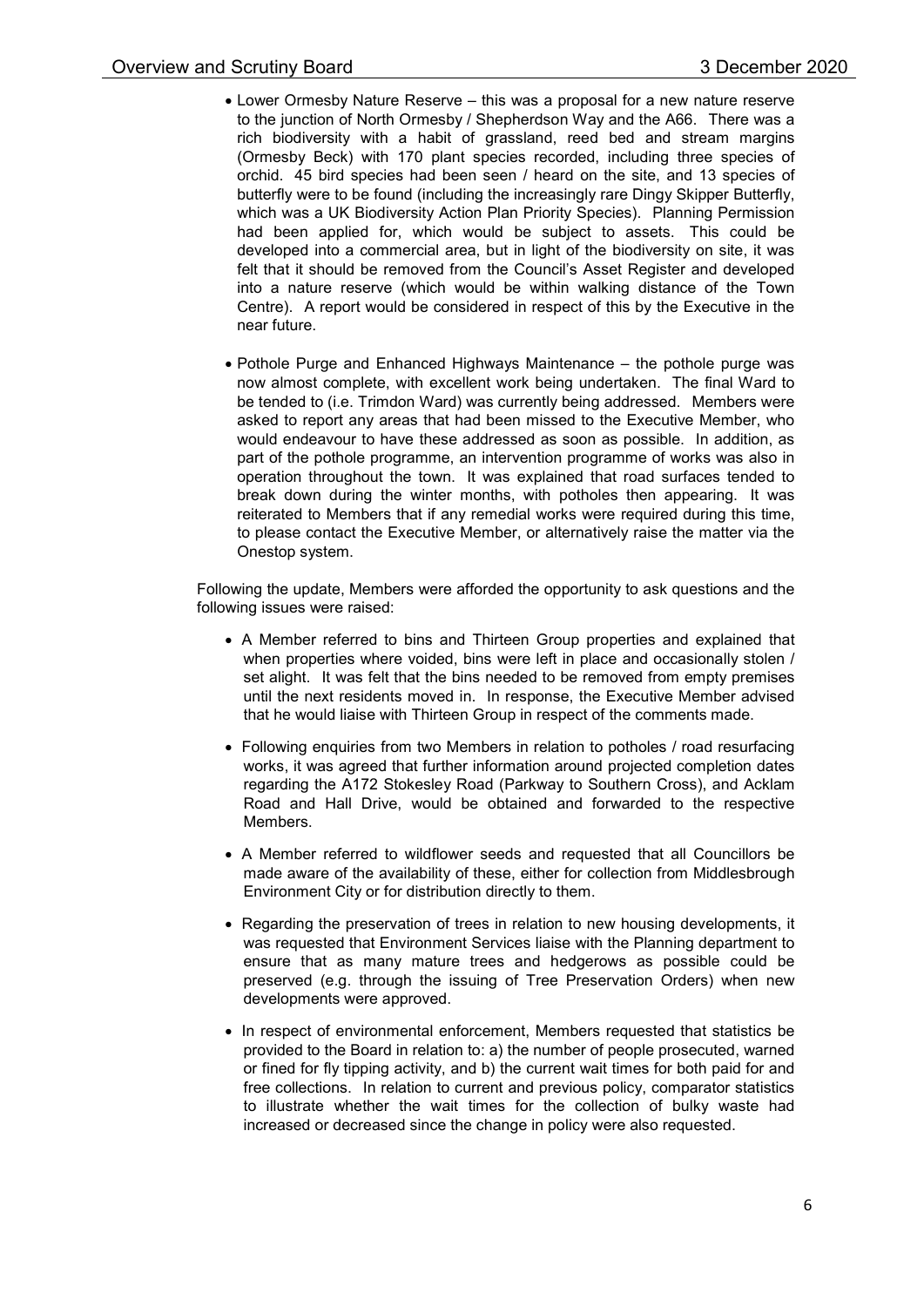- Lower Ormesby Nature Reserve – this was a proposal for a new nature reserve to the junction of North Ormesby / Shepherdson Way and the A66. There was a rich biodiversity with a habit of grassland, reed bed and stream margins (Ormesby Beck) with 170 plant species recorded, including three species of orchid. 45 bird species had been seen / heard on the site, and 13 species of butterfly were to be found (including the increasingly rare Dingy Skipper Butterfly, which was a UK Biodiversity Action Plan Priority Species). Planning Permission had been applied for, which would be subject to assets. This could be developed into a commercial area, but in light of the biodiversity on site, it was felt that it should be removed from the Council's Asset Register and developed into a nature reserve (which would be within walking distance of the Town Centre). A report would be considered in respect of this by the Executive in the near future.

- Pothole Purge and Enhanced Highways Maintenance – the pothole purge was now almost complete, with excellent work being undertaken. The final Ward to be tended to (i.e. Trimdon Ward) was currently being addressed. Members were asked to report any areas that had been missed to the Executive Member, who would endeavour to have these addressed as soon as possible. In addition, as part of the pothole programme, an intervention programme of works was also in operation throughout the town. It was explained that road surfaces tended to break down during the winter months, with potholes then appearing. It was reiterated to Members that if any remedial works were required during this time, to please contact the Executive Member, or alternatively raise the matter via the Onestop system.

Following the update, Members were afforded the opportunity to ask questions and the following issues were raised:

- A Member referred to bins and Thirteen Group properties and explained that when properties where voided, bins were left in place and occasionally stolen / set alight. It was felt that the bins needed to be removed from empty premises until the next residents moved in. In response, the Executive Member advised that he would liaise with Thirteen Group in respect of the comments made.

- Following enquiries from two Members in relation to potholes / road resurfacing works, it was agreed that further information around projected completion dates regarding the A172 Stokesley Road (Parkway to Southern Cross), and Acklam Road and Hall Drive, would be obtained and forwarded to the respective Members.

- A Member referred to wildflower seeds and requested that all Councillors be made aware of the availability of these, either for collection from Middlesbrough Environment City or for distribution directly to them.

- Regarding the preservation of trees in relation to new housing developments, it was requested that Environment Services liaise with the Planning department to ensure that as many mature trees and hedgerows as possible could be preserved (e.g. through the issuing of Tree Preservation Orders) when new developments were approved.

- In respect of environmental enforcement, Members requested that statistics be provided to the Board in relation to: a) the number of people prosecuted, warned or fined for fly tipping activity, and b) the current wait times for both paid for and free collections. In relation to current and previous policy, comparator statistics to illustrate whether the wait times for the collection of bulky waste had increased or decreased since the change in policy were also requested.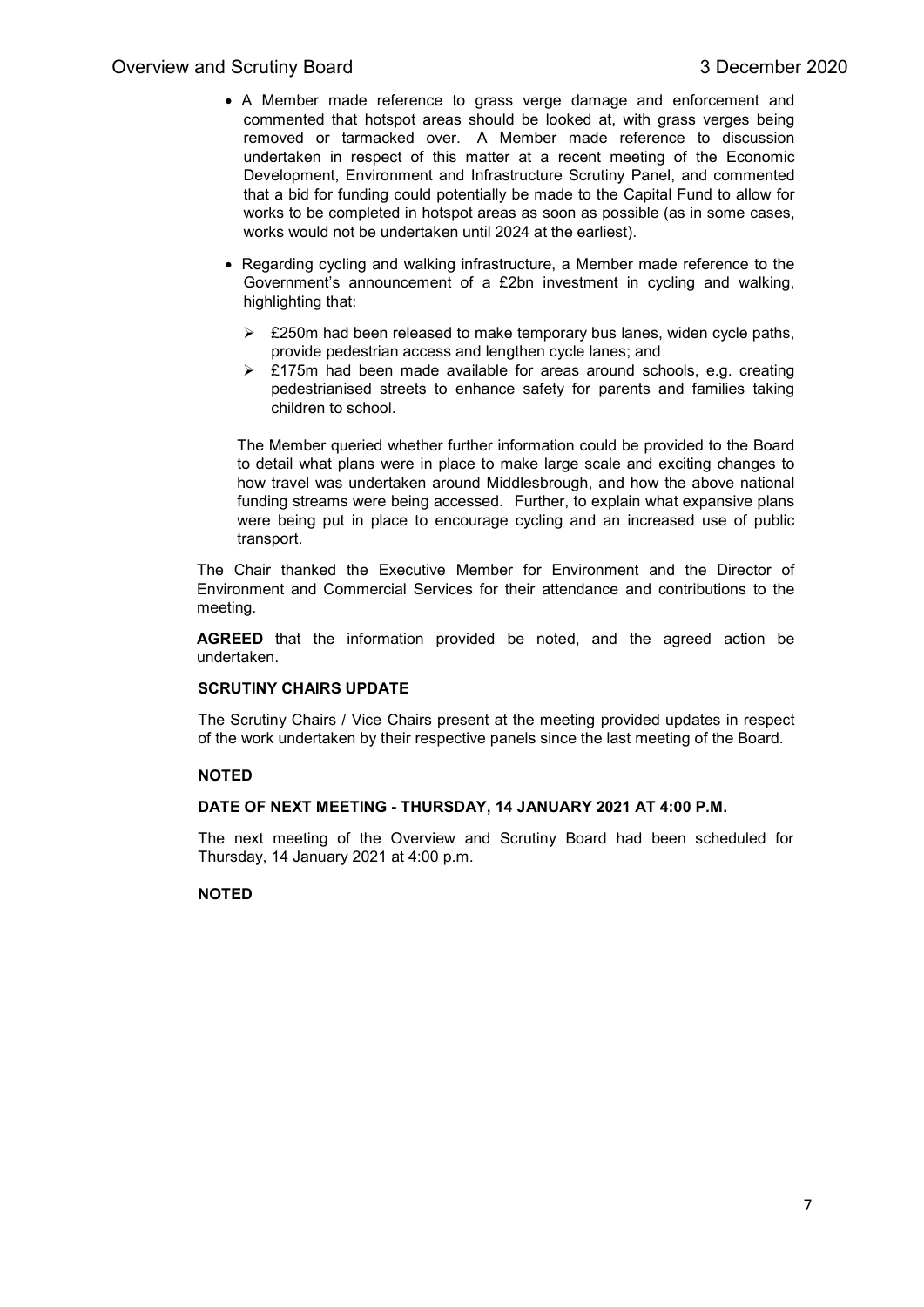- A Member made reference to grass verge damage and enforcement and commented that hotspot areas should be looked at, with grass verges being removed or tarmacked over. A Member made reference to discussion undertaken in respect of this matter at a recent meeting of the Economic Development, Environment and Infrastructure Scrutiny Panel, and commented that a bid for funding could potentially be made to the Capital Fund to allow for works to be completed in hotspot areas as soon as possible (as in some cases, works would not be undertaken until 2024 at the earliest).

- Regarding cycling and walking infrastructure, a Member made reference to the Government's announcement of a £2bn investment in cycling and walking, highlighting that:

  - £250m had been released to make temporary bus lanes, widen cycle paths, provide pedestrian access and lengthen cycle lanes; and
  - £175m had been made available for areas around schools, e.g. creating pedestrianised streets to enhance safety for parents and families taking children to school.

  The Member queried whether further information could be provided to the Board to detail what plans were in place to make large scale and exciting changes to how travel was undertaken around Middlesbrough, and how the above national funding streams were being accessed. Further, to explain what expansive plans were being put in place to encourage cycling and an increased use of public transport.

The Chair thanked the Executive Member for Environment and the Director of Environment and Commercial Services for their attendance and contributions to the meeting.

**AGREED** that the information provided be noted, and the agreed action be undertaken.

**SCRUTINY CHAIRS UPDATE**

The Scrutiny Chairs / Vice Chairs present at the meeting provided updates in respect of the work undertaken by their respective panels since the last meeting of the Board.

**NOTED**

**DATE OF NEXT MEETING - THURSDAY, 14 JANUARY 2021 AT 4:00 P.M.**

The next meeting of the Overview and Scrutiny Board had been scheduled for Thursday, 14 January 2021 at 4:00 p.m.

**NOTED**